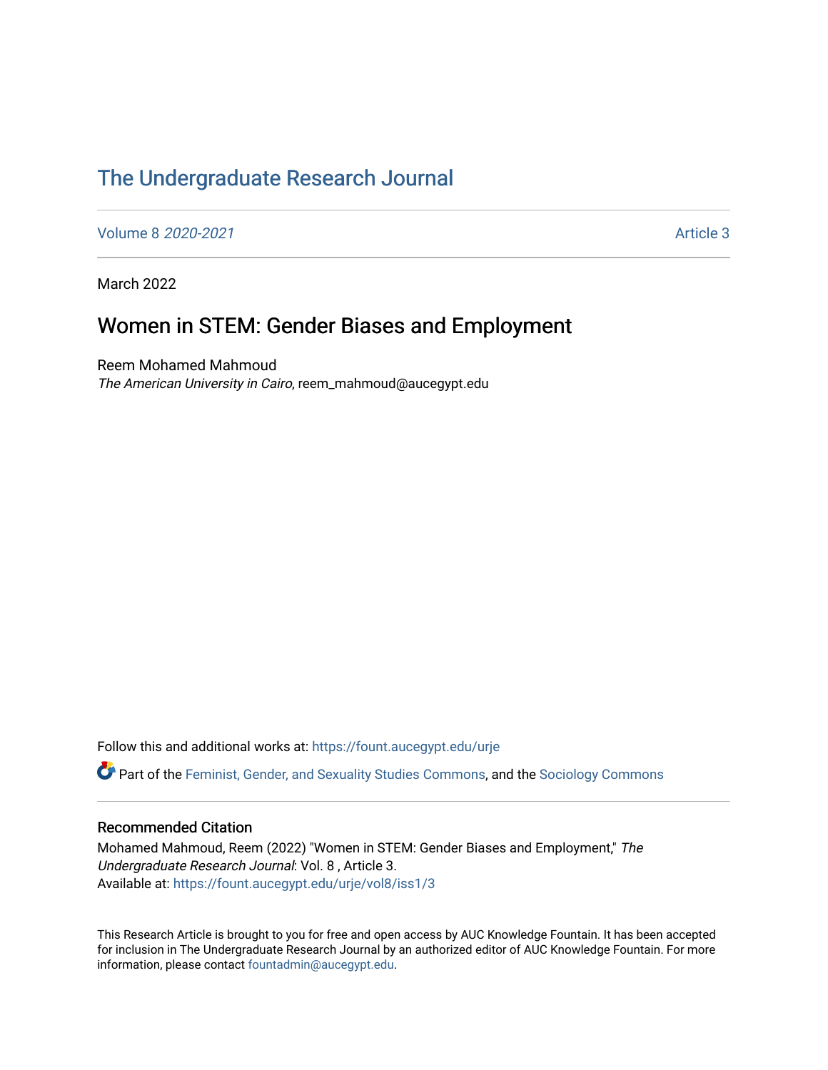# The Undergraduate Research Journal

Volume 8 *2020-2021* Article 3

March 2022

## Women in STEM: Gender Biases and Employment

Reem Mohamed Mahmoud
*The American University in Cairo*, reem_mahmoud@aucegypt.edu

Follow this and additional works at: https://fount.aucegypt.edu/urje

Part of the Feminist, Gender, and Sexuality Studies Commons, and the Sociology Commons

### Recommended Citation

Mohamed Mahmoud, Reem (2022) "Women in STEM: Gender Biases and Employment," *The Undergraduate Research Journal*: Vol. 8 , Article 3.
Available at: https://fount.aucegypt.edu/urje/vol8/iss1/3

This Research Article is brought to you for free and open access by AUC Knowledge Fountain. It has been accepted for inclusion in The Undergraduate Research Journal by an authorized editor of AUC Knowledge Fountain. For more information, please contact fountadmin@aucegypt.edu.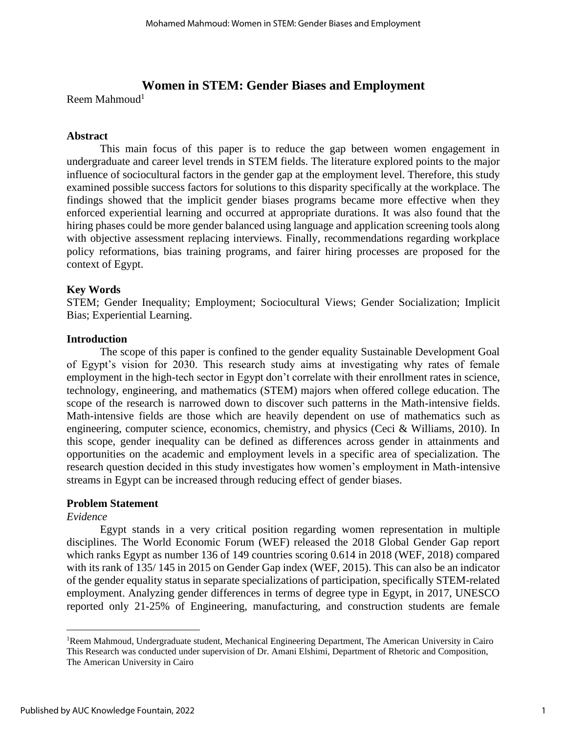# Women in STEM: Gender Biases and Employment

Reem Mahmoud[1]

### Abstract

This main focus of this paper is to reduce the gap between women engagement in undergraduate and career level trends in STEM fields. The literature explored points to the major influence of sociocultural factors in the gender gap at the employment level. Therefore, this study examined possible success factors for solutions to this disparity specifically at the workplace. The findings showed that the implicit gender biases programs became more effective when they enforced experiential learning and occurred at appropriate durations. It was also found that the hiring phases could be more gender balanced using language and application screening tools along with objective assessment replacing interviews. Finally, recommendations regarding workplace policy reformations, bias training programs, and fairer hiring processes are proposed for the context of Egypt.

### Key Words

STEM; Gender Inequality; Employment; Sociocultural Views; Gender Socialization; Implicit Bias; Experiential Learning.

### Introduction

The scope of this paper is confined to the gender equality Sustainable Development Goal of Egypt's vision for 2030. This research study aims at investigating why rates of female employment in the high-tech sector in Egypt don't correlate with their enrollment rates in science, technology, engineering, and mathematics (STEM) majors when offered college education. The scope of the research is narrowed down to discover such patterns in the Math-intensive fields. Math-intensive fields are those which are heavily dependent on use of mathematics such as engineering, computer science, economics, chemistry, and physics (Ceci & Williams, 2010). In this scope, gender inequality can be defined as differences across gender in attainments and opportunities on the academic and employment levels in a specific area of specialization. The research question decided in this study investigates how women's employment in Math-intensive streams in Egypt can be increased through reducing effect of gender biases.

### Problem Statement

*Evidence*

Egypt stands in a very critical position regarding women representation in multiple disciplines. The World Economic Forum (WEF) released the 2018 Global Gender Gap report which ranks Egypt as number 136 of 149 countries scoring 0.614 in 2018 (WEF, 2018) compared with its rank of 135/ 145 in 2015 on Gender Gap index (WEF, 2015). This can also be an indicator of the gender equality status in separate specializations of participation, specifically STEM-related employment. Analyzing gender differences in terms of degree type in Egypt, in 2017, UNESCO reported only 21-25% of Engineering, manufacturing, and construction students are female

---

[1]Reem Mahmoud, Undergraduate student, Mechanical Engineering Department, The American University in Cairo
This Research was conducted under supervision of Dr. Amani Elshimi, Department of Rhetoric and Composition, The American University in Cairo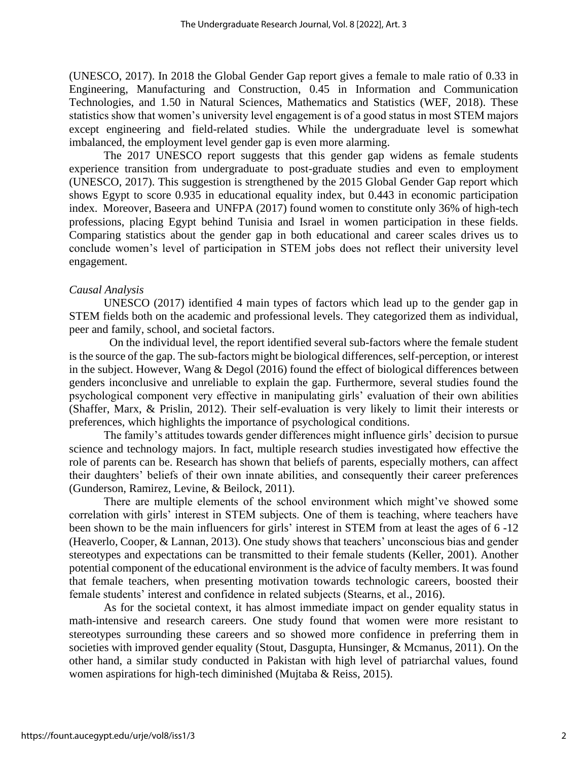(UNESCO, 2017). In 2018 the Global Gender Gap report gives a female to male ratio of 0.33 in Engineering, Manufacturing and Construction, 0.45 in Information and Communication Technologies, and 1.50 in Natural Sciences, Mathematics and Statistics (WEF, 2018). These statistics show that women's university level engagement is of a good status in most STEM majors except engineering and field-related studies. While the undergraduate level is somewhat imbalanced, the employment level gender gap is even more alarming.

The 2017 UNESCO report suggests that this gender gap widens as female students experience transition from undergraduate to post-graduate studies and even to employment (UNESCO, 2017). This suggestion is strengthened by the 2015 Global Gender Gap report which shows Egypt to score 0.935 in educational equality index, but 0.443 in economic participation index. Moreover, Baseera and UNFPA (2017) found women to constitute only 36% of high-tech professions, placing Egypt behind Tunisia and Israel in women participation in these fields. Comparing statistics about the gender gap in both educational and career scales drives us to conclude women's level of participation in STEM jobs does not reflect their university level engagement.

*Causal Analysis*

UNESCO (2017) identified 4 main types of factors which lead up to the gender gap in STEM fields both on the academic and professional levels. They categorized them as individual, peer and family, school, and societal factors.

On the individual level, the report identified several sub-factors where the female student is the source of the gap. The sub-factors might be biological differences, self-perception, or interest in the subject. However, Wang & Degol (2016) found the effect of biological differences between genders inconclusive and unreliable to explain the gap. Furthermore, several studies found the psychological component very effective in manipulating girls' evaluation of their own abilities (Shaffer, Marx, & Prislin, 2012). Their self-evaluation is very likely to limit their interests or preferences, which highlights the importance of psychological conditions.

The family's attitudes towards gender differences might influence girls' decision to pursue science and technology majors. In fact, multiple research studies investigated how effective the role of parents can be. Research has shown that beliefs of parents, especially mothers, can affect their daughters' beliefs of their own innate abilities, and consequently their career preferences (Gunderson, Ramirez, Levine, & Beilock, 2011).

There are multiple elements of the school environment which might've showed some correlation with girls' interest in STEM subjects. One of them is teaching, where teachers have been shown to be the main influencers for girls' interest in STEM from at least the ages of 6 -12 (Heaverlo, Cooper, & Lannan, 2013). One study shows that teachers' unconscious bias and gender stereotypes and expectations can be transmitted to their female students (Keller, 2001). Another potential component of the educational environment is the advice of faculty members. It was found that female teachers, when presenting motivation towards technologic careers, boosted their female students' interest and confidence in related subjects (Stearns, et al., 2016).

As for the societal context, it has almost immediate impact on gender equality status in math-intensive and research careers. One study found that women were more resistant to stereotypes surrounding these careers and so showed more confidence in preferring them in societies with improved gender equality (Stout, Dasgupta, Hunsinger, & Mcmanus, 2011). On the other hand, a similar study conducted in Pakistan with high level of patriarchal values, found women aspirations for high-tech diminished (Mujtaba & Reiss, 2015).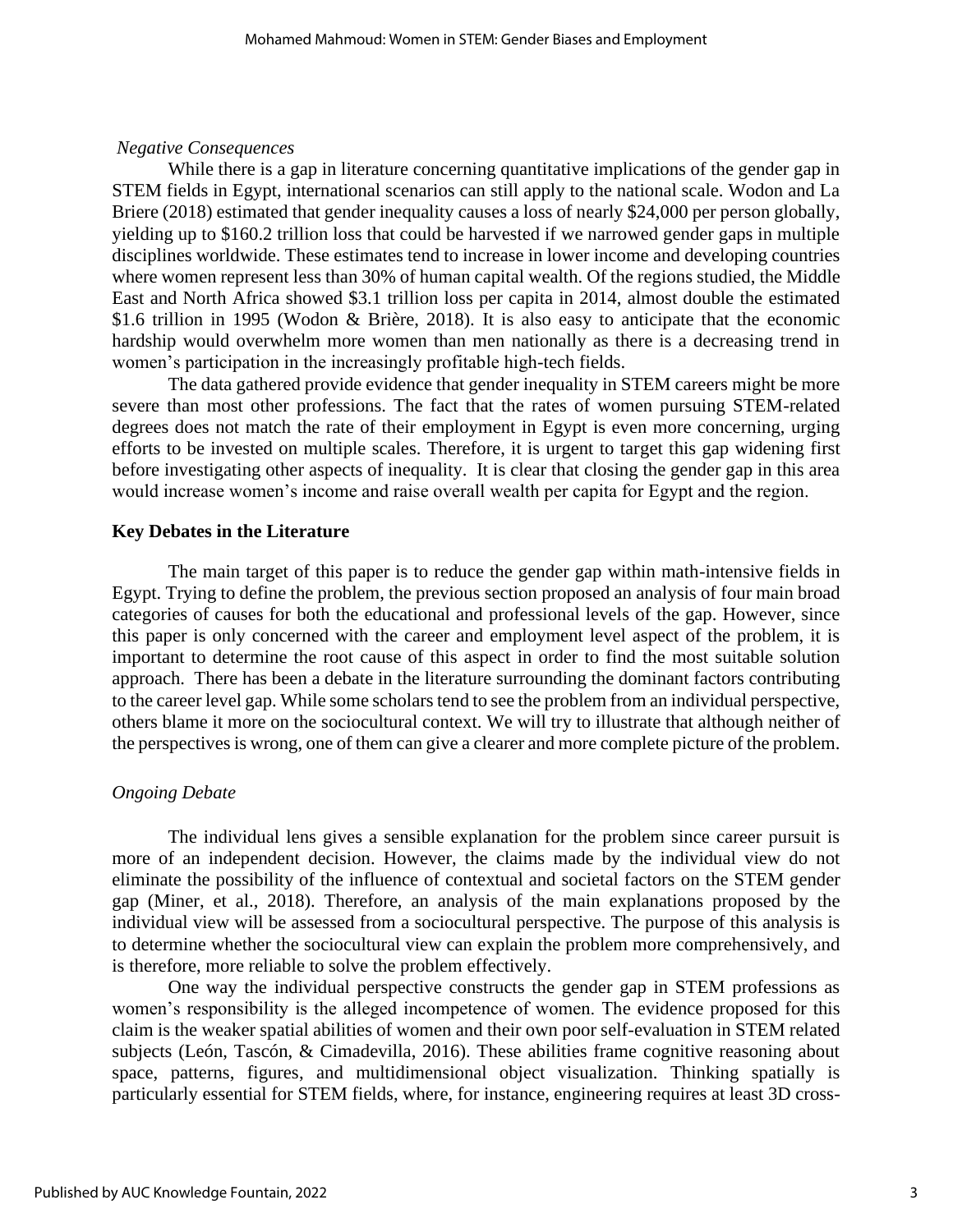*Negative Consequences*

While there is a gap in literature concerning quantitative implications of the gender gap in STEM fields in Egypt, international scenarios can still apply to the national scale. Wodon and La Briere (2018) estimated that gender inequality causes a loss of nearly $24,000 per person globally, yielding up to $160.2 trillion loss that could be harvested if we narrowed gender gaps in multiple disciplines worldwide. These estimates tend to increase in lower income and developing countries where women represent less than 30% of human capital wealth. Of the regions studied, the Middle East and North Africa showed $3.1 trillion loss per capita in 2014, almost double the estimated $1.6 trillion in 1995 (Wodon & Brière, 2018). It is also easy to anticipate that the economic hardship would overwhelm more women than men nationally as there is a decreasing trend in women's participation in the increasingly profitable high-tech fields.

The data gathered provide evidence that gender inequality in STEM careers might be more severe than most other professions. The fact that the rates of women pursuing STEM-related degrees does not match the rate of their employment in Egypt is even more concerning, urging efforts to be invested on multiple scales. Therefore, it is urgent to target this gap widening first before investigating other aspects of inequality. It is clear that closing the gender gap in this area would increase women's income and raise overall wealth per capita for Egypt and the region.

## Key Debates in the Literature

The main target of this paper is to reduce the gender gap within math-intensive fields in Egypt. Trying to define the problem, the previous section proposed an analysis of four main broad categories of causes for both the educational and professional levels of the gap. However, since this paper is only concerned with the career and employment level aspect of the problem, it is important to determine the root cause of this aspect in order to find the most suitable solution approach. There has been a debate in the literature surrounding the dominant factors contributing to the career level gap. While some scholars tend to see the problem from an individual perspective, others blame it more on the sociocultural context. We will try to illustrate that although neither of the perspectives is wrong, one of them can give a clearer and more complete picture of the problem.

*Ongoing Debate*

The individual lens gives a sensible explanation for the problem since career pursuit is more of an independent decision. However, the claims made by the individual view do not eliminate the possibility of the influence of contextual and societal factors on the STEM gender gap (Miner, et al., 2018). Therefore, an analysis of the main explanations proposed by the individual view will be assessed from a sociocultural perspective. The purpose of this analysis is to determine whether the sociocultural view can explain the problem more comprehensively, and is therefore, more reliable to solve the problem effectively.

One way the individual perspective constructs the gender gap in STEM professions as women's responsibility is the alleged incompetence of women. The evidence proposed for this claim is the weaker spatial abilities of women and their own poor self-evaluation in STEM related subjects (León, Tascón, & Cimadevilla, 2016). These abilities frame cognitive reasoning about space, patterns, figures, and multidimensional object visualization. Thinking spatially is particularly essential for STEM fields, where, for instance, engineering requires at least 3D cross-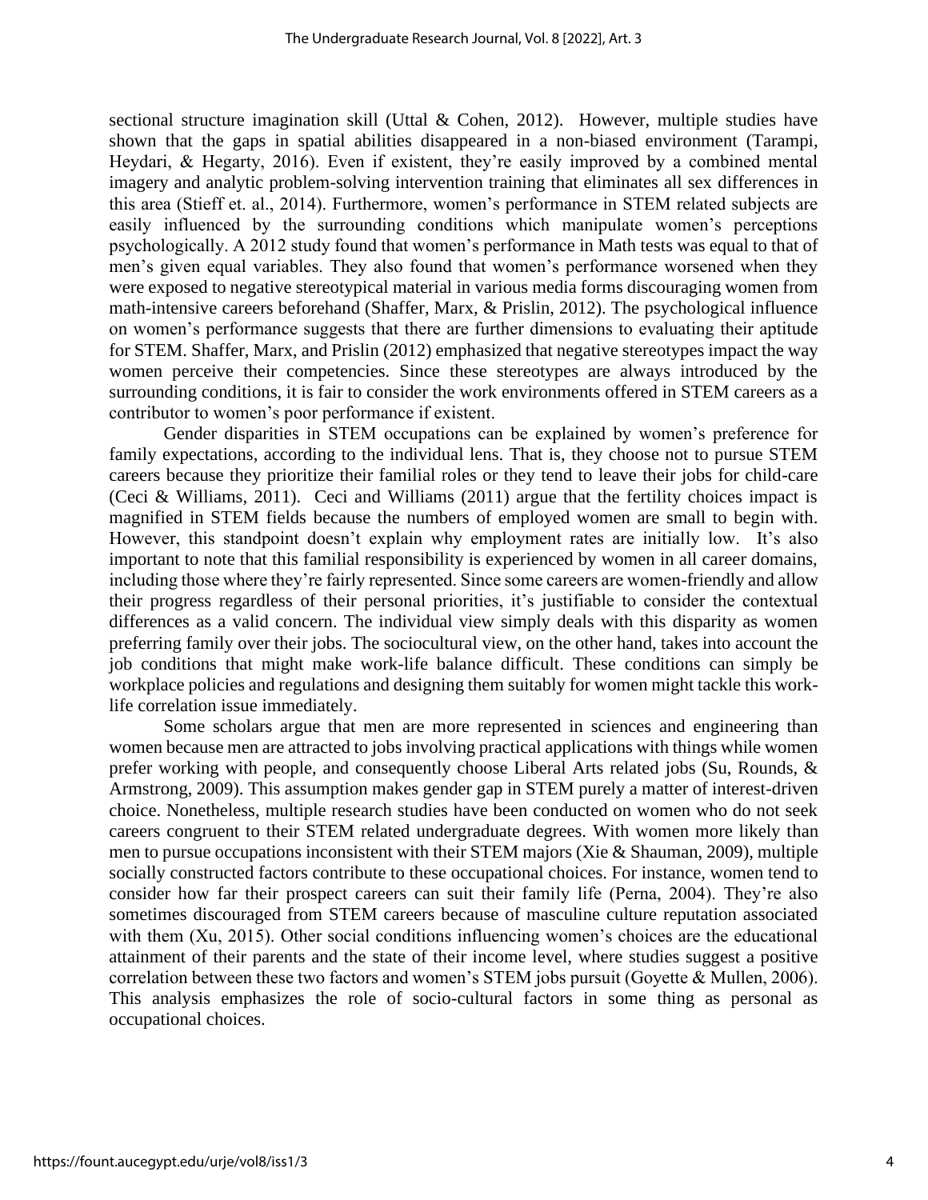sectional structure imagination skill (Uttal & Cohen, 2012). However, multiple studies have shown that the gaps in spatial abilities disappeared in a non-biased environment (Tarampi, Heydari, & Hegarty, 2016). Even if existent, they're easily improved by a combined mental imagery and analytic problem-solving intervention training that eliminates all sex differences in this area (Stieff et. al., 2014). Furthermore, women's performance in STEM related subjects are easily influenced by the surrounding conditions which manipulate women's perceptions psychologically. A 2012 study found that women's performance in Math tests was equal to that of men's given equal variables. They also found that women's performance worsened when they were exposed to negative stereotypical material in various media forms discouraging women from math-intensive careers beforehand (Shaffer, Marx, & Prislin, 2012). The psychological influence on women's performance suggests that there are further dimensions to evaluating their aptitude for STEM. Shaffer, Marx, and Prislin (2012) emphasized that negative stereotypes impact the way women perceive their competencies. Since these stereotypes are always introduced by the surrounding conditions, it is fair to consider the work environments offered in STEM careers as a contributor to women's poor performance if existent.

Gender disparities in STEM occupations can be explained by women's preference for family expectations, according to the individual lens. That is, they choose not to pursue STEM careers because they prioritize their familial roles or they tend to leave their jobs for child-care (Ceci & Williams, 2011). Ceci and Williams (2011) argue that the fertility choices impact is magnified in STEM fields because the numbers of employed women are small to begin with. However, this standpoint doesn't explain why employment rates are initially low. It's also important to note that this familial responsibility is experienced by women in all career domains, including those where they're fairly represented. Since some careers are women-friendly and allow their progress regardless of their personal priorities, it's justifiable to consider the contextual differences as a valid concern. The individual view simply deals with this disparity as women preferring family over their jobs. The sociocultural view, on the other hand, takes into account the job conditions that might make work-life balance difficult. These conditions can simply be workplace policies and regulations and designing them suitably for women might tackle this work-life correlation issue immediately.

Some scholars argue that men are more represented in sciences and engineering than women because men are attracted to jobs involving practical applications with things while women prefer working with people, and consequently choose Liberal Arts related jobs (Su, Rounds, & Armstrong, 2009). This assumption makes gender gap in STEM purely a matter of interest-driven choice. Nonetheless, multiple research studies have been conducted on women who do not seek careers congruent to their STEM related undergraduate degrees. With women more likely than men to pursue occupations inconsistent with their STEM majors (Xie & Shauman, 2009), multiple socially constructed factors contribute to these occupational choices. For instance, women tend to consider how far their prospect careers can suit their family life (Perna, 2004). They're also sometimes discouraged from STEM careers because of masculine culture reputation associated with them (Xu, 2015). Other social conditions influencing women's choices are the educational attainment of their parents and the state of their income level, where studies suggest a positive correlation between these two factors and women's STEM jobs pursuit (Goyette & Mullen, 2006). This analysis emphasizes the role of socio-cultural factors in some thing as personal as occupational choices.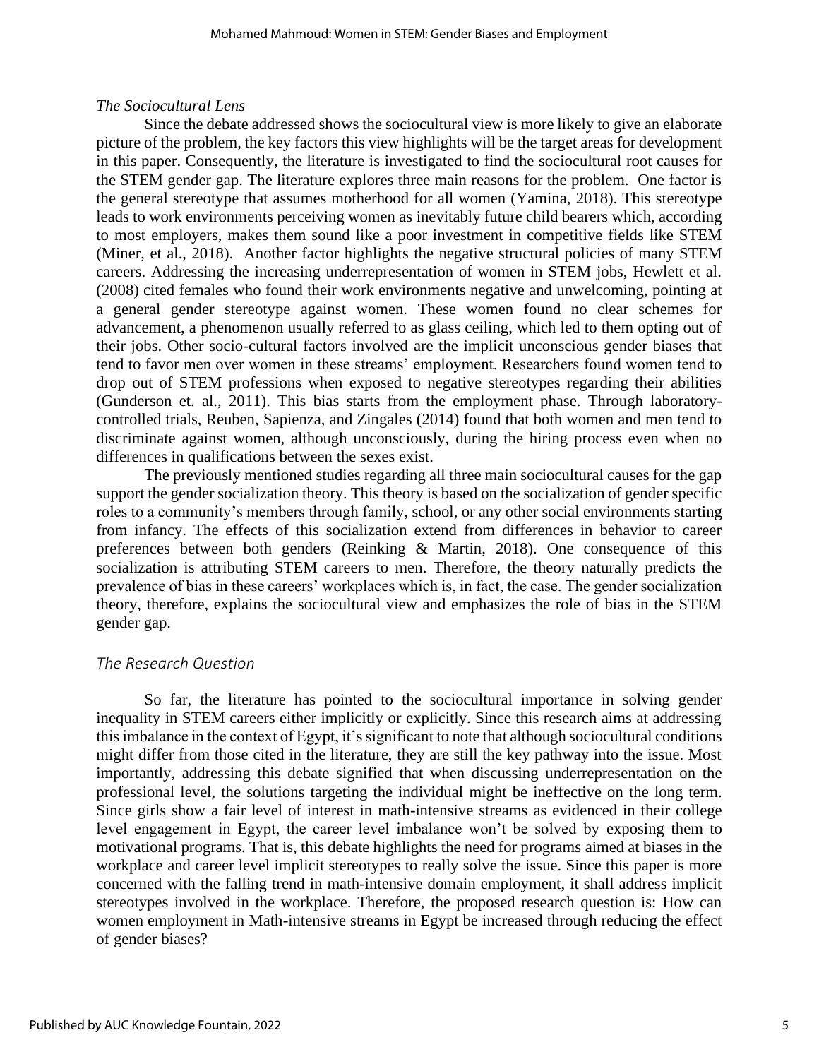### *The Sociocultural Lens*

Since the debate addressed shows the sociocultural view is more likely to give an elaborate picture of the problem, the key factors this view highlights will be the target areas for development in this paper. Consequently, the literature is investigated to find the sociocultural root causes for the STEM gender gap. The literature explores three main reasons for the problem. One factor is the general stereotype that assumes motherhood for all women (Yamina, 2018). This stereotype leads to work environments perceiving women as inevitably future child bearers which, according to most employers, makes them sound like a poor investment in competitive fields like STEM (Miner, et al., 2018). Another factor highlights the negative structural policies of many STEM careers. Addressing the increasing underrepresentation of women in STEM jobs, Hewlett et al. (2008) cited females who found their work environments negative and unwelcoming, pointing at a general gender stereotype against women. These women found no clear schemes for advancement, a phenomenon usually referred to as glass ceiling, which led to them opting out of their jobs. Other socio-cultural factors involved are the implicit unconscious gender biases that tend to favor men over women in these streams' employment. Researchers found women tend to drop out of STEM professions when exposed to negative stereotypes regarding their abilities (Gunderson et. al., 2011). This bias starts from the employment phase. Through laboratory-controlled trials, Reuben, Sapienza, and Zingales (2014) found that both women and men tend to discriminate against women, although unconsciously, during the hiring process even when no differences in qualifications between the sexes exist.

The previously mentioned studies regarding all three main sociocultural causes for the gap support the gender socialization theory. This theory is based on the socialization of gender specific roles to a community's members through family, school, or any other social environments starting from infancy. The effects of this socialization extend from differences in behavior to career preferences between both genders (Reinking & Martin, 2018). One consequence of this socialization is attributing STEM careers to men. Therefore, the theory naturally predicts the prevalence of bias in these careers' workplaces which is, in fact, the case. The gender socialization theory, therefore, explains the sociocultural view and emphasizes the role of bias in the STEM gender gap.

### *The Research Question*

So far, the literature has pointed to the sociocultural importance in solving gender inequality in STEM careers either implicitly or explicitly. Since this research aims at addressing this imbalance in the context of Egypt, it's significant to note that although sociocultural conditions might differ from those cited in the literature, they are still the key pathway into the issue. Most importantly, addressing this debate signified that when discussing underrepresentation on the professional level, the solutions targeting the individual might be ineffective on the long term. Since girls show a fair level of interest in math-intensive streams as evidenced in their college level engagement in Egypt, the career level imbalance won't be solved by exposing them to motivational programs. That is, this debate highlights the need for programs aimed at biases in the workplace and career level implicit stereotypes to really solve the issue. Since this paper is more concerned with the falling trend in math-intensive domain employment, it shall address implicit stereotypes involved in the workplace. Therefore, the proposed research question is: How can women employment in Math-intensive streams in Egypt be increased through reducing the effect of gender biases?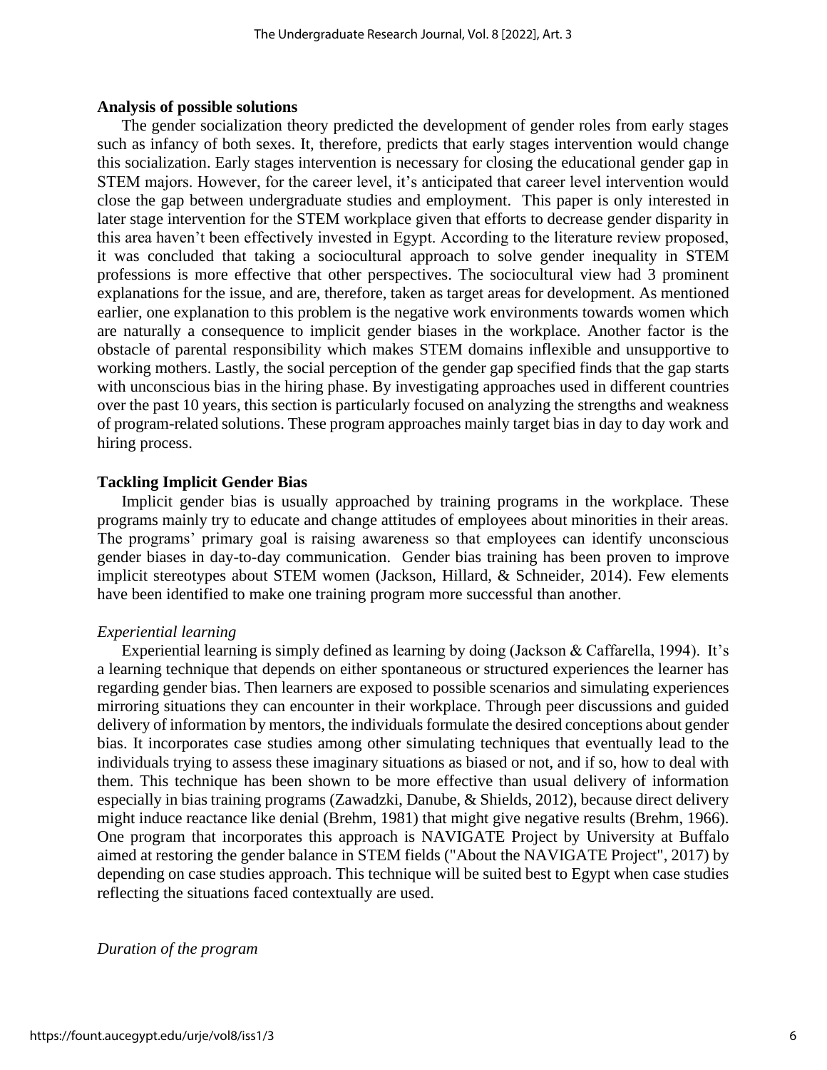**Analysis of possible solutions**

The gender socialization theory predicted the development of gender roles from early stages such as infancy of both sexes. It, therefore, predicts that early stages intervention would change this socialization. Early stages intervention is necessary for closing the educational gender gap in STEM majors. However, for the career level, it's anticipated that career level intervention would close the gap between undergraduate studies and employment. This paper is only interested in later stage intervention for the STEM workplace given that efforts to decrease gender disparity in this area haven't been effectively invested in Egypt. According to the literature review proposed, it was concluded that taking a sociocultural approach to solve gender inequality in STEM professions is more effective that other perspectives. The sociocultural view had 3 prominent explanations for the issue, and are, therefore, taken as target areas for development. As mentioned earlier, one explanation to this problem is the negative work environments towards women which are naturally a consequence to implicit gender biases in the workplace. Another factor is the obstacle of parental responsibility which makes STEM domains inflexible and unsupportive to working mothers. Lastly, the social perception of the gender gap specified finds that the gap starts with unconscious bias in the hiring phase. By investigating approaches used in different countries over the past 10 years, this section is particularly focused on analyzing the strengths and weakness of program-related solutions. These program approaches mainly target bias in day to day work and hiring process.

**Tackling Implicit Gender Bias**

Implicit gender bias is usually approached by training programs in the workplace. These programs mainly try to educate and change attitudes of employees about minorities in their areas. The programs' primary goal is raising awareness so that employees can identify unconscious gender biases in day-to-day communication. Gender bias training has been proven to improve implicit stereotypes about STEM women (Jackson, Hillard, & Schneider, 2014). Few elements have been identified to make one training program more successful than another.

*Experiential learning*

Experiential learning is simply defined as learning by doing (Jackson & Caffarella, 1994). It's a learning technique that depends on either spontaneous or structured experiences the learner has regarding gender bias. Then learners are exposed to possible scenarios and simulating experiences mirroring situations they can encounter in their workplace. Through peer discussions and guided delivery of information by mentors, the individuals formulate the desired conceptions about gender bias. It incorporates case studies among other simulating techniques that eventually lead to the individuals trying to assess these imaginary situations as biased or not, and if so, how to deal with them. This technique has been shown to be more effective than usual delivery of information especially in bias training programs (Zawadzki, Danube, & Shields, 2012), because direct delivery might induce reactance like denial (Brehm, 1981) that might give negative results (Brehm, 1966). One program that incorporates this approach is NAVIGATE Project by University at Buffalo aimed at restoring the gender balance in STEM fields ("About the NAVIGATE Project", 2017) by depending on case studies approach. This technique will be suited best to Egypt when case studies reflecting the situations faced contextually are used.

*Duration of the program*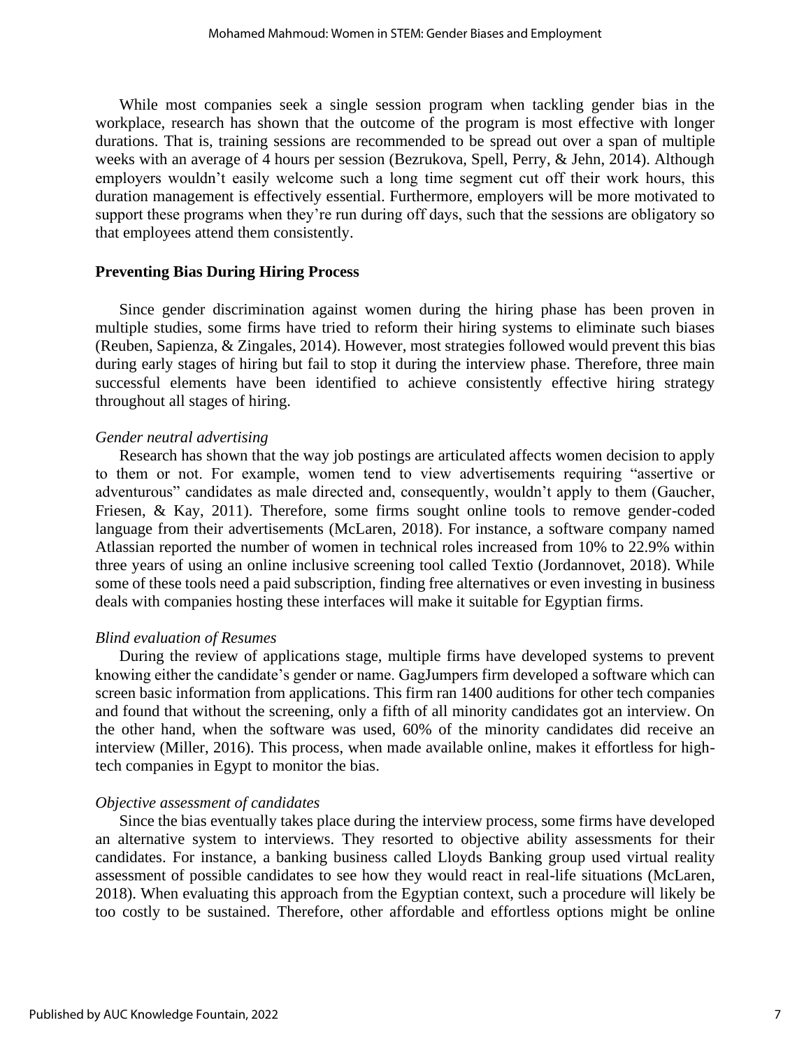While most companies seek a single session program when tackling gender bias in the workplace, research has shown that the outcome of the program is most effective with longer durations. That is, training sessions are recommended to be spread out over a span of multiple weeks with an average of 4 hours per session (Bezrukova, Spell, Perry, & Jehn, 2014). Although employers wouldn't easily welcome such a long time segment cut off their work hours, this duration management is effectively essential. Furthermore, employers will be more motivated to support these programs when they're run during off days, such that the sessions are obligatory so that employees attend them consistently.

### Preventing Bias During Hiring Process

Since gender discrimination against women during the hiring phase has been proven in multiple studies, some firms have tried to reform their hiring systems to eliminate such biases (Reuben, Sapienza, & Zingales, 2014). However, most strategies followed would prevent this bias during early stages of hiring but fail to stop it during the interview phase. Therefore, three main successful elements have been identified to achieve consistently effective hiring strategy throughout all stages of hiring.

*Gender neutral advertising*

Research has shown that the way job postings are articulated affects women decision to apply to them or not. For example, women tend to view advertisements requiring "assertive or adventurous" candidates as male directed and, consequently, wouldn't apply to them (Gaucher, Friesen, & Kay, 2011). Therefore, some firms sought online tools to remove gender-coded language from their advertisements (McLaren, 2018). For instance, a software company named Atlassian reported the number of women in technical roles increased from 10% to 22.9% within three years of using an online inclusive screening tool called Textio (Jordannovet, 2018). While some of these tools need a paid subscription, finding free alternatives or even investing in business deals with companies hosting these interfaces will make it suitable for Egyptian firms.

*Blind evaluation of Resumes*

During the review of applications stage, multiple firms have developed systems to prevent knowing either the candidate's gender or name. GagJumpers firm developed a software which can screen basic information from applications. This firm ran 1400 auditions for other tech companies and found that without the screening, only a fifth of all minority candidates got an interview. On the other hand, when the software was used, 60% of the minority candidates did receive an interview (Miller, 2016). This process, when made available online, makes it effortless for high-tech companies in Egypt to monitor the bias.

*Objective assessment of candidates*

Since the bias eventually takes place during the interview process, some firms have developed an alternative system to interviews. They resorted to objective ability assessments for their candidates. For instance, a banking business called Lloyds Banking group used virtual reality assessment of possible candidates to see how they would react in real-life situations (McLaren, 2018). When evaluating this approach from the Egyptian context, such a procedure will likely be too costly to be sustained. Therefore, other affordable and effortless options might be online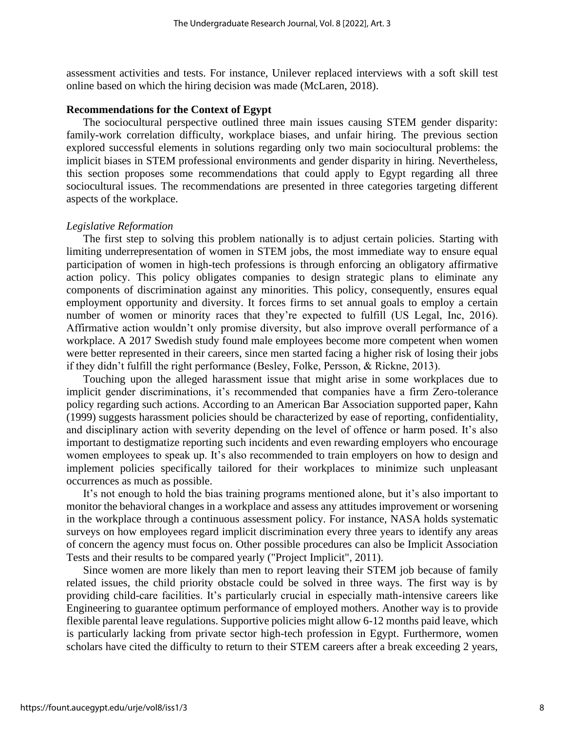assessment activities and tests. For instance, Unilever replaced interviews with a soft skill test online based on which the hiring decision was made (McLaren, 2018).

**Recommendations for the Context of Egypt**

The sociocultural perspective outlined three main issues causing STEM gender disparity: family-work correlation difficulty, workplace biases, and unfair hiring. The previous section explored successful elements in solutions regarding only two main sociocultural problems: the implicit biases in STEM professional environments and gender disparity in hiring. Nevertheless, this section proposes some recommendations that could apply to Egypt regarding all three sociocultural issues. The recommendations are presented in three categories targeting different aspects of the workplace.

*Legislative Reformation*

The first step to solving this problem nationally is to adjust certain policies. Starting with limiting underrepresentation of women in STEM jobs, the most immediate way to ensure equal participation of women in high-tech professions is through enforcing an obligatory affirmative action policy. This policy obligates companies to design strategic plans to eliminate any components of discrimination against any minorities. This policy, consequently, ensures equal employment opportunity and diversity. It forces firms to set annual goals to employ a certain number of women or minority races that they're expected to fulfill (US Legal, Inc, 2016). Affirmative action wouldn't only promise diversity, but also improve overall performance of a workplace. A 2017 Swedish study found male employees become more competent when women were better represented in their careers, since men started facing a higher risk of losing their jobs if they didn't fulfill the right performance (Besley, Folke, Persson, & Rickne, 2013).

Touching upon the alleged harassment issue that might arise in some workplaces due to implicit gender discriminations, it's recommended that companies have a firm Zero-tolerance policy regarding such actions. According to an American Bar Association supported paper, Kahn (1999) suggests harassment policies should be characterized by ease of reporting, confidentiality, and disciplinary action with severity depending on the level of offence or harm posed. It's also important to destigmatize reporting such incidents and even rewarding employers who encourage women employees to speak up. It's also recommended to train employers on how to design and implement policies specifically tailored for their workplaces to minimize such unpleasant occurrences as much as possible.

It's not enough to hold the bias training programs mentioned alone, but it's also important to monitor the behavioral changes in a workplace and assess any attitudes improvement or worsening in the workplace through a continuous assessment policy. For instance, NASA holds systematic surveys on how employees regard implicit discrimination every three years to identify any areas of concern the agency must focus on. Other possible procedures can also be Implicit Association Tests and their results to be compared yearly ("Project Implicit", 2011).

Since women are more likely than men to report leaving their STEM job because of family related issues, the child priority obstacle could be solved in three ways. The first way is by providing child-care facilities. It's particularly crucial in especially math-intensive careers like Engineering to guarantee optimum performance of employed mothers. Another way is to provide flexible parental leave regulations. Supportive policies might allow 6-12 months paid leave, which is particularly lacking from private sector high-tech profession in Egypt. Furthermore, women scholars have cited the difficulty to return to their STEM careers after a break exceeding 2 years,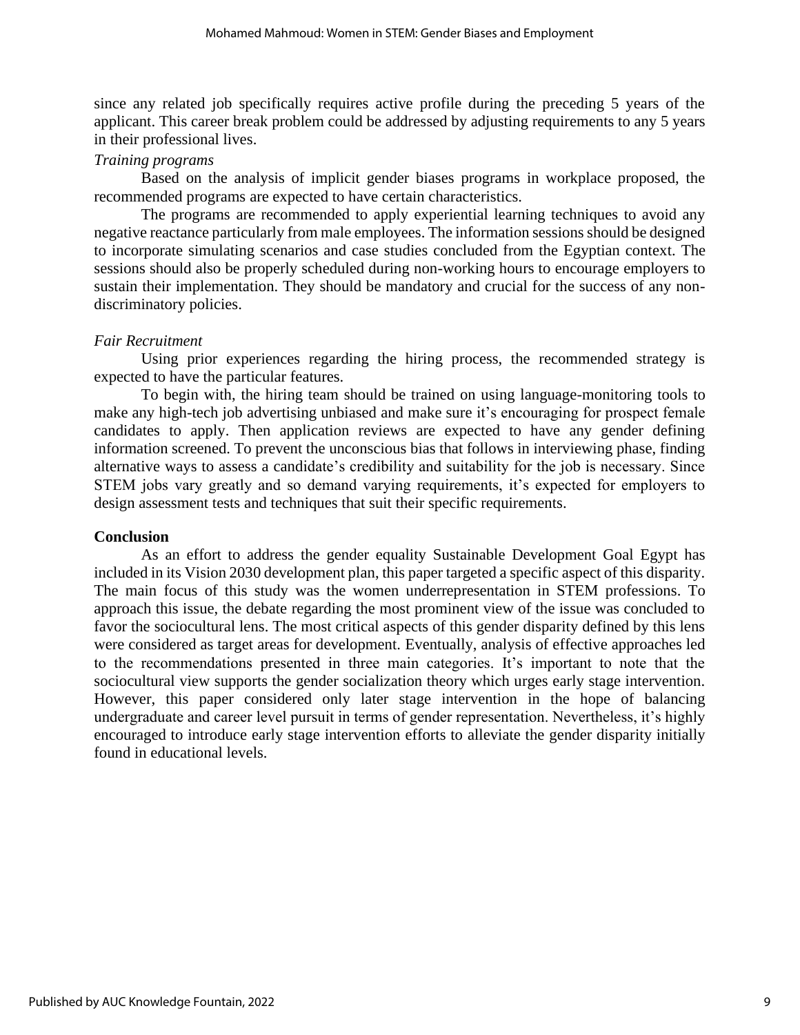since any related job specifically requires active profile during the preceding 5 years of the applicant. This career break problem could be addressed by adjusting requirements to any 5 years in their professional lives.

*Training programs*

Based on the analysis of implicit gender biases programs in workplace proposed, the recommended programs are expected to have certain characteristics.

The programs are recommended to apply experiential learning techniques to avoid any negative reactance particularly from male employees. The information sessions should be designed to incorporate simulating scenarios and case studies concluded from the Egyptian context. The sessions should also be properly scheduled during non-working hours to encourage employers to sustain their implementation. They should be mandatory and crucial for the success of any non-discriminatory policies.

*Fair Recruitment*

Using prior experiences regarding the hiring process, the recommended strategy is expected to have the particular features.

To begin with, the hiring team should be trained on using language-monitoring tools to make any high-tech job advertising unbiased and make sure it's encouraging for prospect female candidates to apply. Then application reviews are expected to have any gender defining information screened. To prevent the unconscious bias that follows in interviewing phase, finding alternative ways to assess a candidate's credibility and suitability for the job is necessary. Since STEM jobs vary greatly and so demand varying requirements, it's expected for employers to design assessment tests and techniques that suit their specific requirements.

**Conclusion**

As an effort to address the gender equality Sustainable Development Goal Egypt has included in its Vision 2030 development plan, this paper targeted a specific aspect of this disparity. The main focus of this study was the women underrepresentation in STEM professions. To approach this issue, the debate regarding the most prominent view of the issue was concluded to favor the sociocultural lens. The most critical aspects of this gender disparity defined by this lens were considered as target areas for development. Eventually, analysis of effective approaches led to the recommendations presented in three main categories. It's important to note that the sociocultural view supports the gender socialization theory which urges early stage intervention. However, this paper considered only later stage intervention in the hope of balancing undergraduate and career level pursuit in terms of gender representation. Nevertheless, it's highly encouraged to introduce early stage intervention efforts to alleviate the gender disparity initially found in educational levels.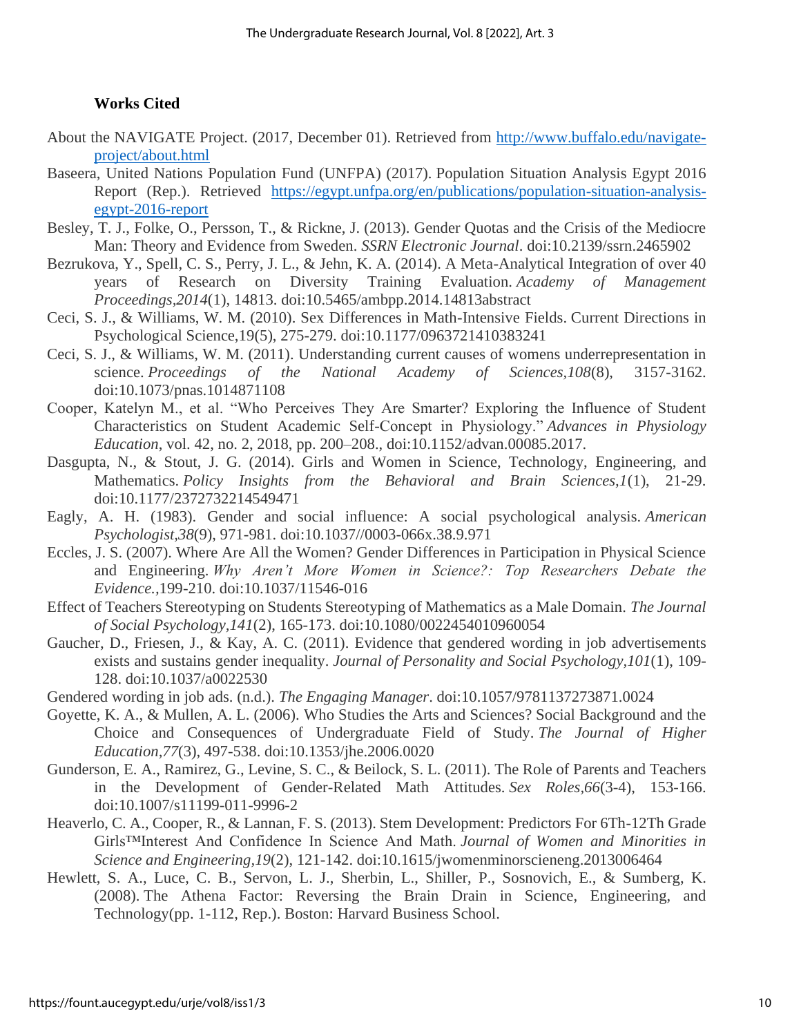## Works Cited

About the NAVIGATE Project. (2017, December 01). Retrieved from http://www.buffalo.edu/navigate-project/about.html

Baseera, United Nations Population Fund (UNFPA) (2017). Population Situation Analysis Egypt 2016 Report (Rep.). Retrieved https://egypt.unfpa.org/en/publications/population-situation-analysis-egypt-2016-report

Besley, T. J., Folke, O., Persson, T., & Rickne, J. (2013). Gender Quotas and the Crisis of the Mediocre Man: Theory and Evidence from Sweden. *SSRN Electronic Journal*. doi:10.2139/ssrn.2465902

Bezrukova, Y., Spell, C. S., Perry, J. L., & Jehn, K. A. (2014). A Meta-Analytical Integration of over 40 years of Research on Diversity Training Evaluation. *Academy of Management Proceedings,2014*(1), 14813. doi:10.5465/ambpp.2014.14813abstract

Ceci, S. J., & Williams, W. M. (2010). Sex Differences in Math-Intensive Fields. Current Directions in Psychological Science,19(5), 275-279. doi:10.1177/0963721410383241

Ceci, S. J., & Williams, W. M. (2011). Understanding current causes of womens underrepresentation in science. *Proceedings of the National Academy of Sciences,108*(8), 3157-3162. doi:10.1073/pnas.1014871108

Cooper, Katelyn M., et al. "Who Perceives They Are Smarter? Exploring the Influence of Student Characteristics on Student Academic Self-Concept in Physiology." *Advances in Physiology Education*, vol. 42, no. 2, 2018, pp. 200–208., doi:10.1152/advan.00085.2017.

Dasgupta, N., & Stout, J. G. (2014). Girls and Women in Science, Technology, Engineering, and Mathematics. *Policy Insights from the Behavioral and Brain Sciences,1*(1), 21-29. doi:10.1177/2372732214549471

Eagly, A. H. (1983). Gender and social influence: A social psychological analysis. *American Psychologist,38*(9), 971-981. doi:10.1037//0003-066x.38.9.971

Eccles, J. S. (2007). Where Are All the Women? Gender Differences in Participation in Physical Science and Engineering. *Why Aren't More Women in Science?: Top Researchers Debate the Evidence.,*199-210. doi:10.1037/11546-016

Effect of Teachers Stereotyping on Students Stereotyping of Mathematics as a Male Domain. *The Journal of Social Psychology,141*(2), 165-173. doi:10.1080/0022454010960054

Gaucher, D., Friesen, J., & Kay, A. C. (2011). Evidence that gendered wording in job advertisements exists and sustains gender inequality. *Journal of Personality and Social Psychology,101*(1), 109-128. doi:10.1037/a0022530

Gendered wording in job ads. (n.d.). *The Engaging Manager*. doi:10.1057/9781137273871.0024

Goyette, K. A., & Mullen, A. L. (2006). Who Studies the Arts and Sciences? Social Background and the Choice and Consequences of Undergraduate Field of Study. *The Journal of Higher Education,77*(3), 497-538. doi:10.1353/jhe.2006.0020

Gunderson, E. A., Ramirez, G., Levine, S. C., & Beilock, S. L. (2011). The Role of Parents and Teachers in the Development of Gender-Related Math Attitudes. *Sex Roles,66*(3-4), 153-166. doi:10.1007/s11199-011-9996-2

Heaverlo, C. A., Cooper, R., & Lannan, F. S. (2013). Stem Development: Predictors For 6Th-12Th Grade Girls™Interest And Confidence In Science And Math. *Journal of Women and Minorities in Science and Engineering,19*(2), 121-142. doi:10.1615/jwomenminorscieneng.2013006464

Hewlett, S. A., Luce, C. B., Servon, L. J., Sherbin, L., Shiller, P., Sosnovich, E., & Sumberg, K. (2008). The Athena Factor: Reversing the Brain Drain in Science, Engineering, and Technology(pp. 1-112, Rep.). Boston: Harvard Business School.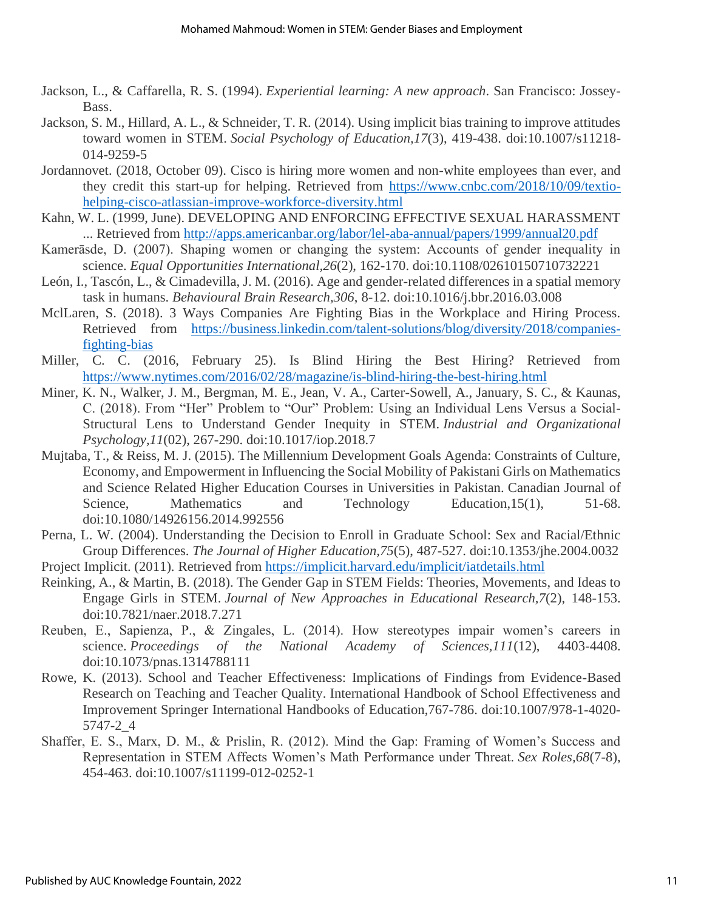Jackson, L., & Caffarella, R. S. (1994). *Experiential learning: A new approach*. San Francisco: Jossey-Bass.

Jackson, S. M., Hillard, A. L., & Schneider, T. R. (2014). Using implicit bias training to improve attitudes toward women in STEM. *Social Psychology of Education,17*(3), 419-438. doi:10.1007/s11218-014-9259-5

Jordannovet. (2018, October 09). Cisco is hiring more women and non-white employees than ever, and they credit this start-up for helping. Retrieved from https://www.cnbc.com/2018/10/09/textio-helping-cisco-atlassian-improve-workforce-diversity.html

Kahn, W. L. (1999, June). DEVELOPING AND ENFORCING EFFECTIVE SEXUAL HARASSMENT ... Retrieved from http://apps.americanbar.org/labor/lel-aba-annual/papers/1999/annual20.pdf

Kamerāsde, D. (2007). Shaping women or changing the system: Accounts of gender inequality in science. *Equal Opportunities International,26*(2), 162-170. doi:10.1108/02610150710732221

León, I., Tascón, L., & Cimadevilla, J. M. (2016). Age and gender-related differences in a spatial memory task in humans. *Behavioural Brain Research,306*, 8-12. doi:10.1016/j.bbr.2016.03.008

MclLaren, S. (2018). 3 Ways Companies Are Fighting Bias in the Workplace and Hiring Process. Retrieved from https://business.linkedin.com/talent-solutions/blog/diversity/2018/companies-fighting-bias

Miller, C. C. (2016, February 25). Is Blind Hiring the Best Hiring? Retrieved from https://www.nytimes.com/2016/02/28/magazine/is-blind-hiring-the-best-hiring.html

Miner, K. N., Walker, J. M., Bergman, M. E., Jean, V. A., Carter-Sowell, A., January, S. C., & Kaunas, C. (2018). From "Her" Problem to "Our" Problem: Using an Individual Lens Versus a Social-Structural Lens to Understand Gender Inequity in STEM. *Industrial and Organizational Psychology,11*(02), 267-290. doi:10.1017/iop.2018.7

Mujtaba, T., & Reiss, M. J. (2015). The Millennium Development Goals Agenda: Constraints of Culture, Economy, and Empowerment in Influencing the Social Mobility of Pakistani Girls on Mathematics and Science Related Higher Education Courses in Universities in Pakistan. Canadian Journal of Science, Mathematics and Technology Education,15(1), 51-68. doi:10.1080/14926156.2014.992556

Perna, L. W. (2004). Understanding the Decision to Enroll in Graduate School: Sex and Racial/Ethnic Group Differences. *The Journal of Higher Education,75*(5), 487-527. doi:10.1353/jhe.2004.0032

Project Implicit. (2011). Retrieved from https://implicit.harvard.edu/implicit/iatdetails.html

Reinking, A., & Martin, B. (2018). The Gender Gap in STEM Fields: Theories, Movements, and Ideas to Engage Girls in STEM. *Journal of New Approaches in Educational Research,7*(2), 148-153. doi:10.7821/naer.2018.7.271

Reuben, E., Sapienza, P., & Zingales, L. (2014). How stereotypes impair women's careers in science. *Proceedings of the National Academy of Sciences,111*(12), 4403-4408. doi:10.1073/pnas.1314788111

Rowe, K. (2013). School and Teacher Effectiveness: Implications of Findings from Evidence-Based Research on Teaching and Teacher Quality. International Handbook of School Effectiveness and Improvement Springer International Handbooks of Education,767-786. doi:10.1007/978-1-4020-5747-2_4

Shaffer, E. S., Marx, D. M., & Prislin, R. (2012). Mind the Gap: Framing of Women's Success and Representation in STEM Affects Women's Math Performance under Threat. *Sex Roles,68*(7-8), 454-463. doi:10.1007/s11199-012-0252-1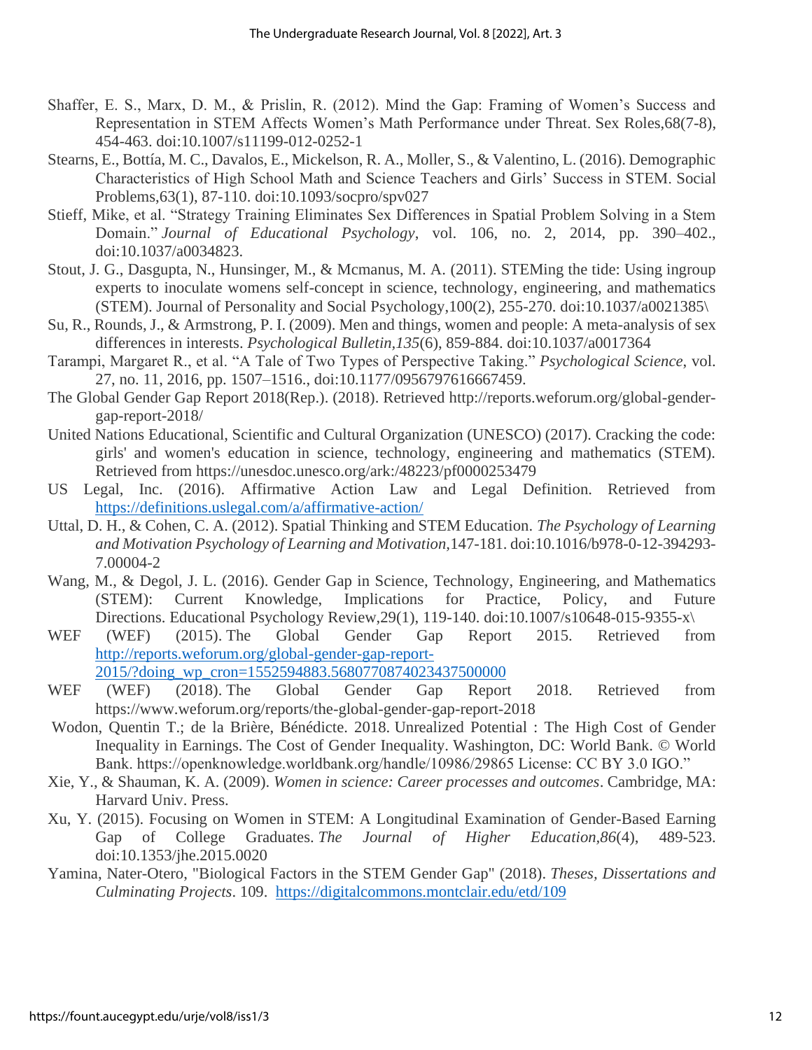Shaffer, E. S., Marx, D. M., & Prislin, R. (2012). Mind the Gap: Framing of Women's Success and Representation in STEM Affects Women's Math Performance under Threat. Sex Roles,68(7-8), 454-463. doi:10.1007/s11199-012-0252-1

Stearns, E., Bottía, M. C., Davalos, E., Mickelson, R. A., Moller, S., & Valentino, L. (2016). Demographic Characteristics of High School Math and Science Teachers and Girls' Success in STEM. Social Problems,63(1), 87-110. doi:10.1093/socpro/spv027

Stieff, Mike, et al. "Strategy Training Eliminates Sex Differences in Spatial Problem Solving in a Stem Domain." *Journal of Educational Psychology*, vol. 106, no. 2, 2014, pp. 390–402., doi:10.1037/a0034823.

Stout, J. G., Dasgupta, N., Hunsinger, M., & Mcmanus, M. A. (2011). STEMing the tide: Using ingroup experts to inoculate womens self-concept in science, technology, engineering, and mathematics (STEM). Journal of Personality and Social Psychology,100(2), 255-270. doi:10.1037/a0021385\

Su, R., Rounds, J., & Armstrong, P. I. (2009). Men and things, women and people: A meta-analysis of sex differences in interests. *Psychological Bulletin,135*(6), 859-884. doi:10.1037/a0017364

Tarampi, Margaret R., et al. "A Tale of Two Types of Perspective Taking." *Psychological Science*, vol. 27, no. 11, 2016, pp. 1507–1516., doi:10.1177/0956797616667459.

The Global Gender Gap Report 2018(Rep.). (2018). Retrieved http://reports.weforum.org/global-gender-gap-report-2018/

United Nations Educational, Scientific and Cultural Organization (UNESCO) (2017). Cracking the code: girls' and women's education in science, technology, engineering and mathematics (STEM). Retrieved from https://unesdoc.unesco.org/ark:/48223/pf0000253479

US Legal, Inc. (2016). Affirmative Action Law and Legal Definition. Retrieved from https://definitions.uslegal.com/a/affirmative-action/

Uttal, D. H., & Cohen, C. A. (2012). Spatial Thinking and STEM Education. *The Psychology of Learning and Motivation Psychology of Learning and Motivation,*147-181. doi:10.1016/b978-0-12-394293-7.00004-2

Wang, M., & Degol, J. L. (2016). Gender Gap in Science, Technology, Engineering, and Mathematics (STEM): Current Knowledge, Implications for Practice, Policy, and Future Directions. Educational Psychology Review,29(1), 119-140. doi:10.1007/s10648-015-9355-x\

WEF (WEF) (2015). The Global Gender Gap Report 2015. Retrieved from http://reports.weforum.org/global-gender-gap-report-2015/?doing_wp_cron=1552594883.5680770874023437500000

WEF (WEF) (2018). The Global Gender Gap Report 2018. Retrieved from https://www.weforum.org/reports/the-global-gender-gap-report-2018

Wodon, Quentin T.; de la Brière, Bénédicte. 2018. Unrealized Potential : The High Cost of Gender Inequality in Earnings. The Cost of Gender Inequality. Washington, DC: World Bank. © World Bank. https://openknowledge.worldbank.org/handle/10986/29865 License: CC BY 3.0 IGO."

Xie, Y., & Shauman, K. A. (2009). *Women in science: Career processes and outcomes*. Cambridge, MA: Harvard Univ. Press.

Xu, Y. (2015). Focusing on Women in STEM: A Longitudinal Examination of Gender-Based Earning Gap of College Graduates. *The Journal of Higher Education,86*(4), 489-523. doi:10.1353/jhe.2015.0020

Yamina, Nater-Otero, "Biological Factors in the STEM Gender Gap" (2018). *Theses, Dissertations and Culminating Projects*. 109. https://digitalcommons.montclair.edu/etd/109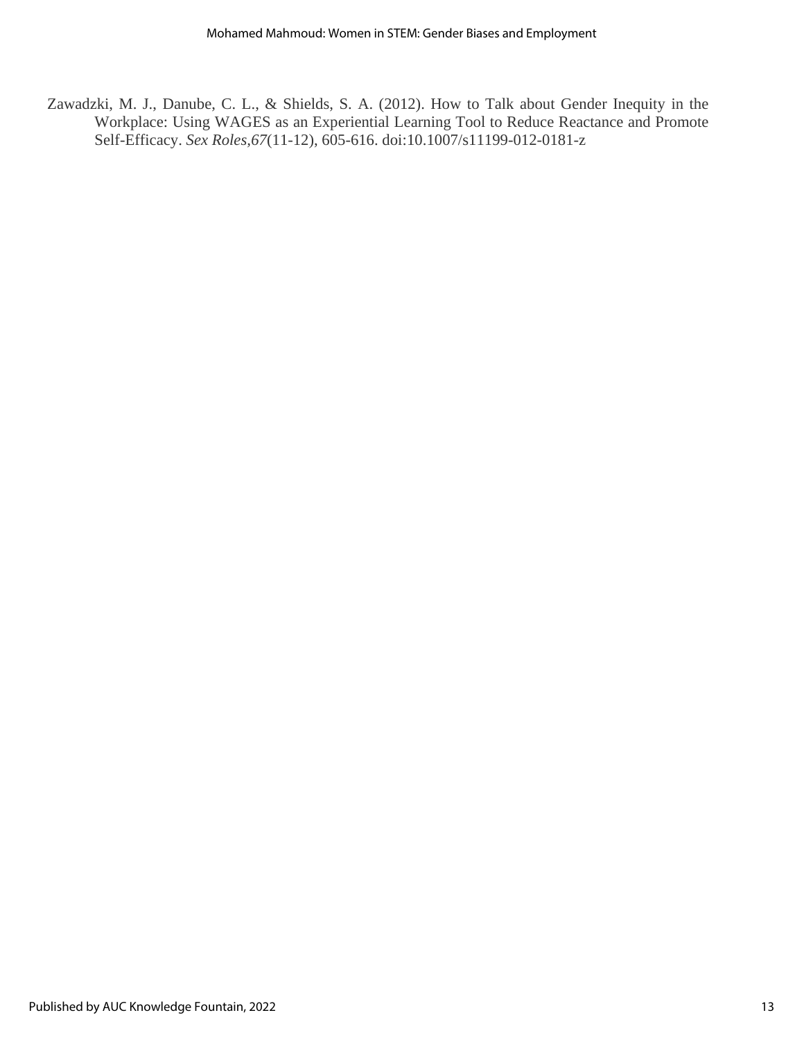Zawadzki, M. J., Danube, C. L., & Shields, S. A. (2012). How to Talk about Gender Inequity in the Workplace: Using WAGES as an Experiential Learning Tool to Reduce Reactance and Promote Self-Efficacy. *Sex Roles,67*(11-12), 605-616. doi:10.1007/s11199-012-0181-z